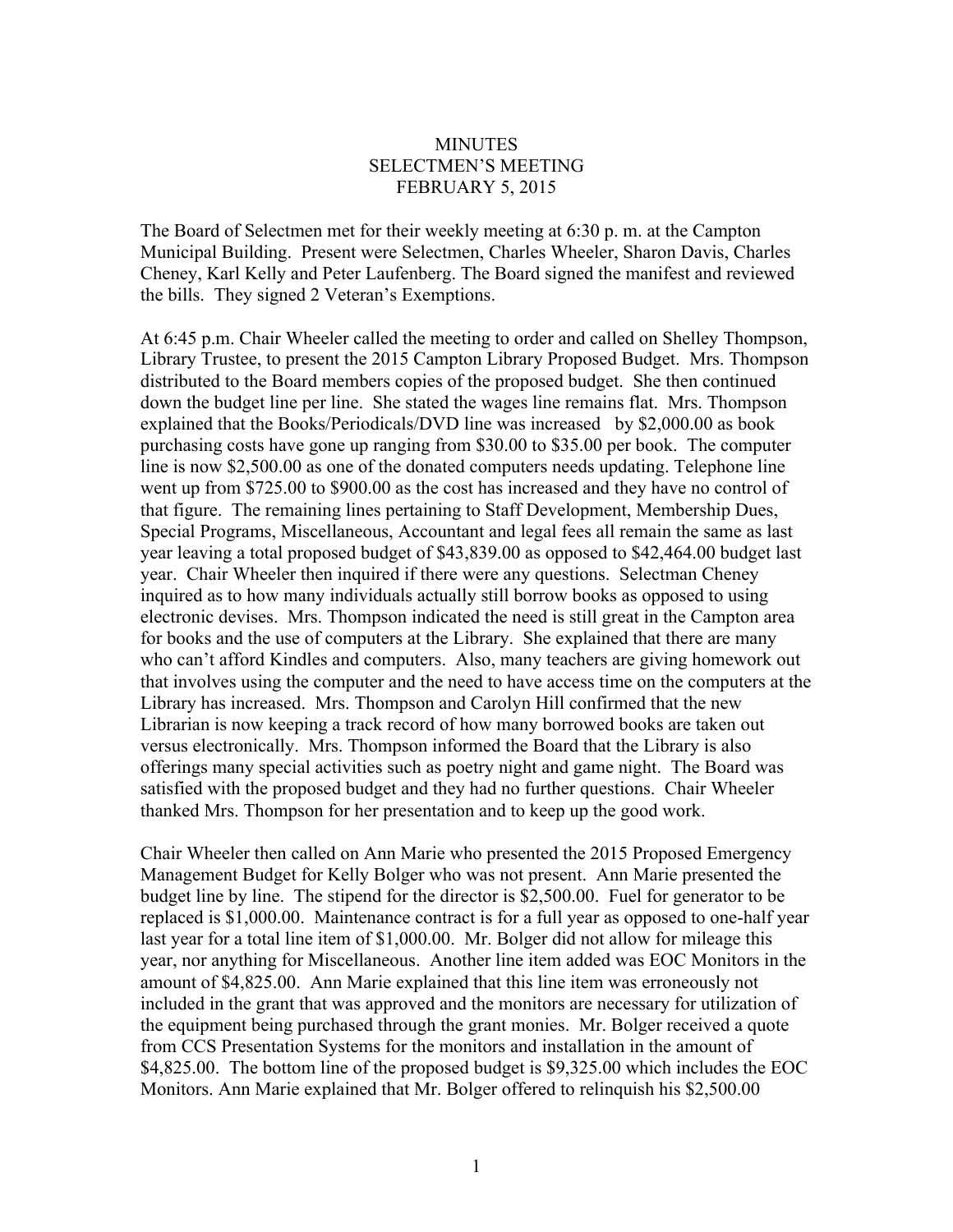MINUTES
SELECTMEN'S MEETING
FEBRUARY 5, 2015

The Board of Selectmen met for their weekly meeting at 6:30 p. m. at the Campton Municipal Building. Present were Selectmen, Charles Wheeler, Sharon Davis, Charles Cheney, Karl Kelly and Peter Laufenberg. The Board signed the manifest and reviewed the bills. They signed 2 Veteran's Exemptions.

At 6:45 p.m. Chair Wheeler called the meeting to order and called on Shelley Thompson, Library Trustee, to present the 2015 Campton Library Proposed Budget. Mrs. Thompson distributed to the Board members copies of the proposed budget. She then continued down the budget line per line. She stated the wages line remains flat. Mrs. Thompson explained that the Books/Periodicals/DVD line was increased by $2,000.00 as book purchasing costs have gone up ranging from $30.00 to $35.00 per book. The computer line is now $2,500.00 as one of the donated computers needs updating. Telephone line went up from $725.00 to $900.00 as the cost has increased and they have no control of that figure. The remaining lines pertaining to Staff Development, Membership Dues, Special Programs, Miscellaneous, Accountant and legal fees all remain the same as last year leaving a total proposed budget of $43,839.00 as opposed to $42,464.00 budget last year. Chair Wheeler then inquired if there were any questions. Selectman Cheney inquired as to how many individuals actually still borrow books as opposed to using electronic devises. Mrs. Thompson indicated the need is still great in the Campton area for books and the use of computers at the Library. She explained that there are many who can't afford Kindles and computers. Also, many teachers are giving homework out that involves using the computer and the need to have access time on the computers at the Library has increased. Mrs. Thompson and Carolyn Hill confirmed that the new Librarian is now keeping a track record of how many borrowed books are taken out versus electronically. Mrs. Thompson informed the Board that the Library is also offerings many special activities such as poetry night and game night. The Board was satisfied with the proposed budget and they had no further questions. Chair Wheeler thanked Mrs. Thompson for her presentation and to keep up the good work.

Chair Wheeler then called on Ann Marie who presented the 2015 Proposed Emergency Management Budget for Kelly Bolger who was not present. Ann Marie presented the budget line by line. The stipend for the director is $2,500.00. Fuel for generator to be replaced is $1,000.00. Maintenance contract is for a full year as opposed to one-half year last year for a total line item of $1,000.00. Mr. Bolger did not allow for mileage this year, nor anything for Miscellaneous. Another line item added was EOC Monitors in the amount of $4,825.00. Ann Marie explained that this line item was erroneously not included in the grant that was approved and the monitors are necessary for utilization of the equipment being purchased through the grant monies. Mr. Bolger received a quote from CCS Presentation Systems for the monitors and installation in the amount of $4,825.00. The bottom line of the proposed budget is $9,325.00 which includes the EOC Monitors. Ann Marie explained that Mr. Bolger offered to relinquish his $2,500.00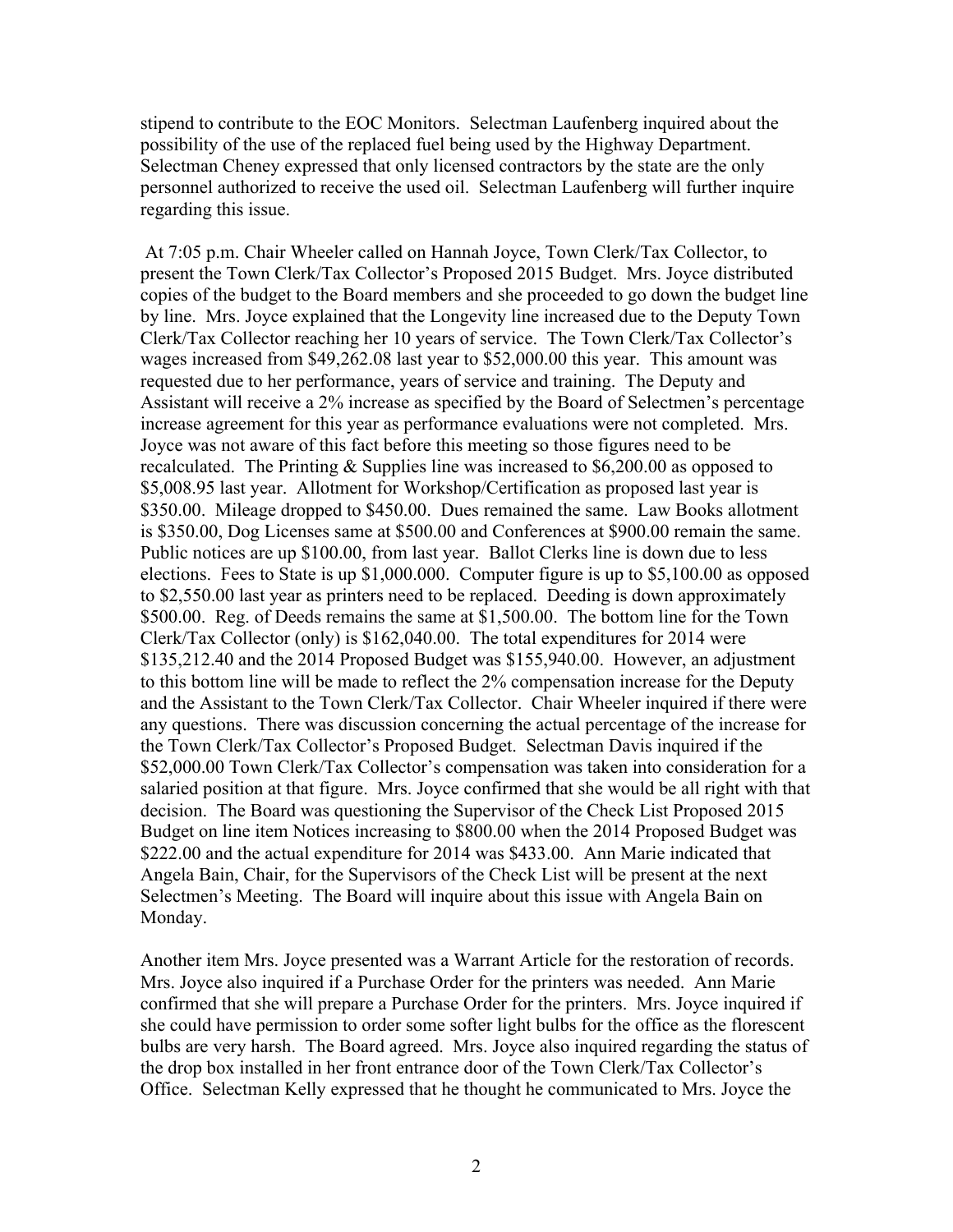stipend to contribute to the EOC Monitors. Selectman Laufenberg inquired about the possibility of the use of the replaced fuel being used by the Highway Department. Selectman Cheney expressed that only licensed contractors by the state are the only personnel authorized to receive the used oil. Selectman Laufenberg will further inquire regarding this issue.

At 7:05 p.m. Chair Wheeler called on Hannah Joyce, Town Clerk/Tax Collector, to present the Town Clerk/Tax Collector's Proposed 2015 Budget. Mrs. Joyce distributed copies of the budget to the Board members and she proceeded to go down the budget line by line. Mrs. Joyce explained that the Longevity line increased due to the Deputy Town Clerk/Tax Collector reaching her 10 years of service. The Town Clerk/Tax Collector's wages increased from $49,262.08 last year to $52,000.00 this year. This amount was requested due to her performance, years of service and training. The Deputy and Assistant will receive a 2% increase as specified by the Board of Selectmen's percentage increase agreement for this year as performance evaluations were not completed. Mrs. Joyce was not aware of this fact before this meeting so those figures need to be recalculated. The Printing & Supplies line was increased to $6,200.00 as opposed to $5,008.95 last year. Allotment for Workshop/Certification as proposed last year is $350.00. Mileage dropped to $450.00. Dues remained the same. Law Books allotment is $350.00, Dog Licenses same at $500.00 and Conferences at $900.00 remain the same. Public notices are up $100.00, from last year. Ballot Clerks line is down due to less elections. Fees to State is up $1,000.000. Computer figure is up to $5,100.00 as opposed to $2,550.00 last year as printers need to be replaced. Deeding is down approximately $500.00. Reg. of Deeds remains the same at $1,500.00. The bottom line for the Town Clerk/Tax Collector (only) is $162,040.00. The total expenditures for 2014 were $135,212.40 and the 2014 Proposed Budget was $155,940.00. However, an adjustment to this bottom line will be made to reflect the 2% compensation increase for the Deputy and the Assistant to the Town Clerk/Tax Collector. Chair Wheeler inquired if there were any questions. There was discussion concerning the actual percentage of the increase for the Town Clerk/Tax Collector's Proposed Budget. Selectman Davis inquired if the $52,000.00 Town Clerk/Tax Collector's compensation was taken into consideration for a salaried position at that figure. Mrs. Joyce confirmed that she would be all right with that decision. The Board was questioning the Supervisor of the Check List Proposed 2015 Budget on line item Notices increasing to $800.00 when the 2014 Proposed Budget was $222.00 and the actual expenditure for 2014 was $433.00. Ann Marie indicated that Angela Bain, Chair, for the Supervisors of the Check List will be present at the next Selectmen's Meeting. The Board will inquire about this issue with Angela Bain on Monday.

Another item Mrs. Joyce presented was a Warrant Article for the restoration of records. Mrs. Joyce also inquired if a Purchase Order for the printers was needed. Ann Marie confirmed that she will prepare a Purchase Order for the printers. Mrs. Joyce inquired if she could have permission to order some softer light bulbs for the office as the florescent bulbs are very harsh. The Board agreed. Mrs. Joyce also inquired regarding the status of the drop box installed in her front entrance door of the Town Clerk/Tax Collector's Office. Selectman Kelly expressed that he thought he communicated to Mrs. Joyce the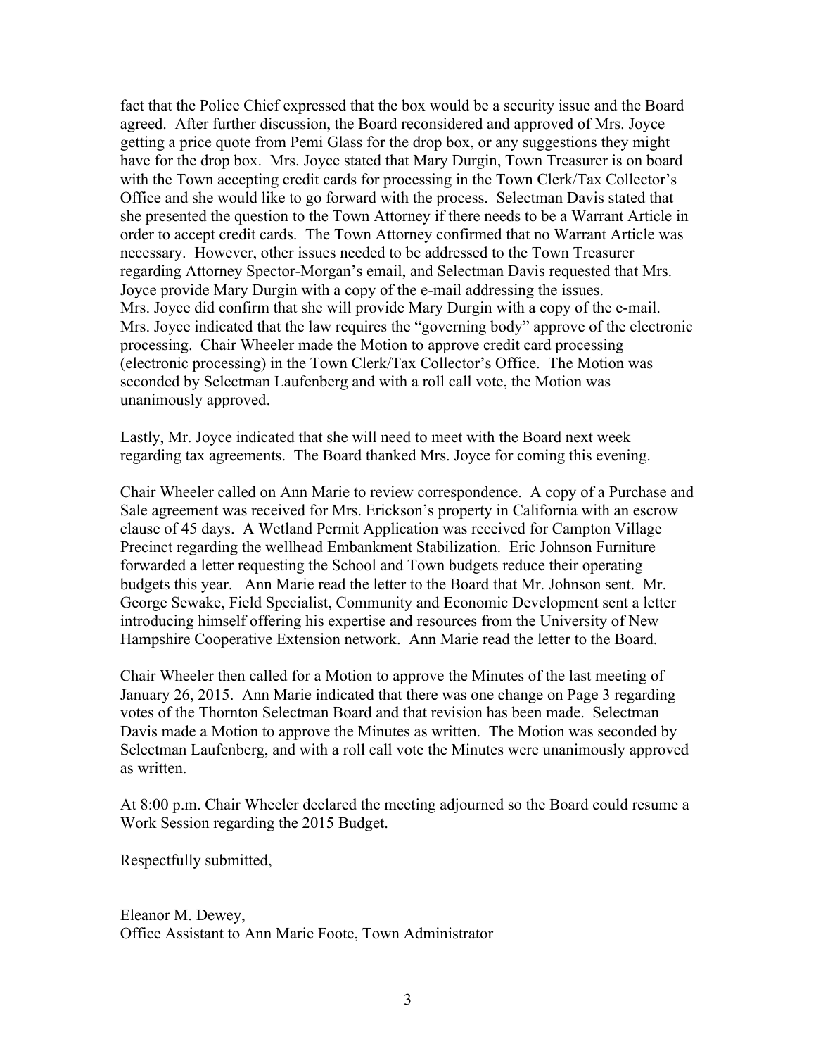fact that the Police Chief expressed that the box would be a security issue and the Board agreed. After further discussion, the Board reconsidered and approved of Mrs. Joyce getting a price quote from Pemi Glass for the drop box, or any suggestions they might have for the drop box. Mrs. Joyce stated that Mary Durgin, Town Treasurer is on board with the Town accepting credit cards for processing in the Town Clerk/Tax Collector's Office and she would like to go forward with the process. Selectman Davis stated that she presented the question to the Town Attorney if there needs to be a Warrant Article in order to accept credit cards. The Town Attorney confirmed that no Warrant Article was necessary. However, other issues needed to be addressed to the Town Treasurer regarding Attorney Spector-Morgan's email, and Selectman Davis requested that Mrs. Joyce provide Mary Durgin with a copy of the e-mail addressing the issues. Mrs. Joyce did confirm that she will provide Mary Durgin with a copy of the e-mail. Mrs. Joyce indicated that the law requires the "governing body" approve of the electronic processing. Chair Wheeler made the Motion to approve credit card processing (electronic processing) in the Town Clerk/Tax Collector's Office. The Motion was seconded by Selectman Laufenberg and with a roll call vote, the Motion was unanimously approved.

Lastly, Mr. Joyce indicated that she will need to meet with the Board next week regarding tax agreements. The Board thanked Mrs. Joyce for coming this evening.

Chair Wheeler called on Ann Marie to review correspondence. A copy of a Purchase and Sale agreement was received for Mrs. Erickson's property in California with an escrow clause of 45 days. A Wetland Permit Application was received for Campton Village Precinct regarding the wellhead Embankment Stabilization. Eric Johnson Furniture forwarded a letter requesting the School and Town budgets reduce their operating budgets this year. Ann Marie read the letter to the Board that Mr. Johnson sent. Mr. George Sewake, Field Specialist, Community and Economic Development sent a letter introducing himself offering his expertise and resources from the University of New Hampshire Cooperative Extension network. Ann Marie read the letter to the Board.

Chair Wheeler then called for a Motion to approve the Minutes of the last meeting of January 26, 2015. Ann Marie indicated that there was one change on Page 3 regarding votes of the Thornton Selectman Board and that revision has been made. Selectman Davis made a Motion to approve the Minutes as written. The Motion was seconded by Selectman Laufenberg, and with a roll call vote the Minutes were unanimously approved as written.

At 8:00 p.m. Chair Wheeler declared the meeting adjourned so the Board could resume a Work Session regarding the 2015 Budget.

Respectfully submitted,

Eleanor M. Dewey,
Office Assistant to Ann Marie Foote, Town Administrator